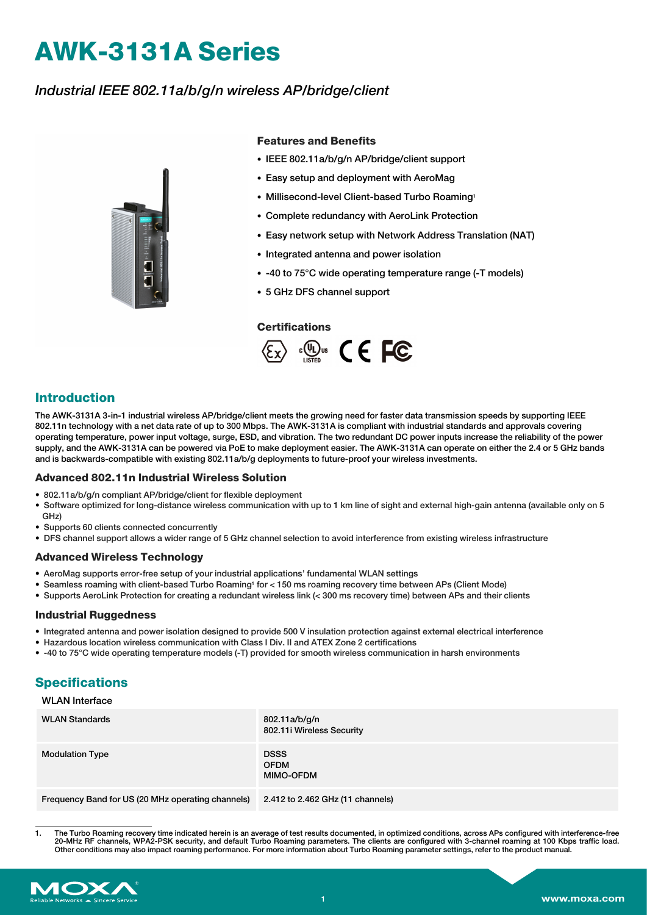# AWK-3131A Series

*Industrial IEEE 802.11a/b/g/n wireless AP/bridge/client*

### Features and Benefits

- IEEE 802.11a/b/g/n AP/bridge/client support
- Easy setup and deployment with AeroMag
- Millisecond-level Client-based Turbo Roaming[1]
- Complete redundancy with AeroLink Protection
- Easy network setup with Network Address Translation (NAT)
- Integrated antenna and power isolation
- -40 to 75°C wide operating temperature range (-T models)
- 5 GHz DFS channel support

### Certifications

## Introduction

The AWK-3131A 3-in-1 industrial wireless AP/bridge/client meets the growing need for faster data transmission speeds by supporting IEEE 802.11n technology with a net data rate of up to 300 Mbps. The AWK-3131A is compliant with industrial standards and approvals covering operating temperature, power input voltage, surge, ESD, and vibration. The two redundant DC power inputs increase the reliability of the power supply, and the AWK-3131A can be powered via PoE to make deployment easier. The AWK-3131A can operate on either the 2.4 or 5 GHz bands and is backwards-compatible with existing 802.11a/b/g deployments to future-proof your wireless investments.

### Advanced 802.11n Industrial Wireless Solution

- 802.11a/b/g/n compliant AP/bridge/client for flexible deployment
- Software optimized for long-distance wireless communication with up to 1 km line of sight and external high-gain antenna (available only on 5 GHz)
- Supports 60 clients connected concurrently
- DFS channel support allows a wider range of 5 GHz channel selection to avoid interference from existing wireless infrastructure

### Advanced Wireless Technology

- AeroMag supports error-free setup of your industrial applications' fundamental WLAN settings
- Seamless roaming with client-based Turbo Roaming[1] for < 150 ms roaming recovery time between APs (Client Mode)
- Supports AeroLink Protection for creating a redundant wireless link (< 300 ms recovery time) between APs and their clients

### Industrial Ruggedness

- Integrated antenna and power isolation designed to provide 500 V insulation protection against external electrical interference
- Hazardous location wireless communication with Class I Div. II and ATEX Zone 2 certifications
- -40 to 75°C wide operating temperature models (-T) provided for smooth wireless communication in harsh environments

## Specifications

WLAN Interface

| | |
|---|---|
| WLAN Standards | 802.11a/b/g/n<br>802.11i Wireless Security |
| Modulation Type | DSSS<br>OFDM<br>MIMO-OFDM |
| Frequency Band for US (20 MHz operating channels) | 2.412 to 2.462 GHz (11 channels) |

1. The Turbo Roaming recovery time indicated herein is an average of test results documented, in optimized conditions, across APs configured with interference-free 20-MHz RF channels, WPA2-PSK security, and default Turbo Roaming parameters. The clients are configured with 3-channel roaming at 100 Kbps traffic load. Other conditions may also impact roaming performance. For more information about Turbo Roaming parameter settings, refer to the product manual.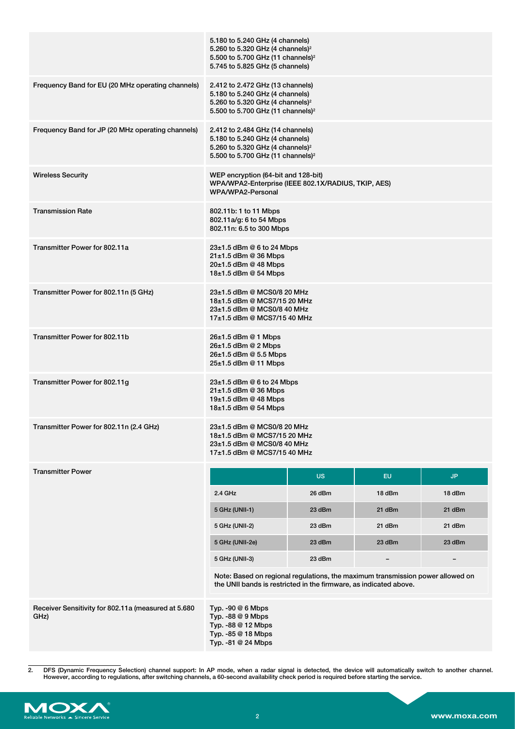| | |
|---|---|
| | 5.180 to 5.240 GHz (4 channels)<br>5.260 to 5.320 GHz (4 channels)[2]<br>5.500 to 5.700 GHz (11 channels)[2]<br>5.745 to 5.825 GHz (5 channels) |
| Frequency Band for EU (20 MHz operating channels) | 2.412 to 2.472 GHz (13 channels)<br>5.180 to 5.240 GHz (4 channels)<br>5.260 to 5.320 GHz (4 channels)[2]<br>5.500 to 5.700 GHz (11 channels)[2] |
| Frequency Band for JP (20 MHz operating channels) | 2.412 to 2.484 GHz (14 channels)<br>5.180 to 5.240 GHz (4 channels)<br>5.260 to 5.320 GHz (4 channels)[2]<br>5.500 to 5.700 GHz (11 channels)[2] |
| Wireless Security | WEP encryption (64-bit and 128-bit)<br>WPA/WPA2-Enterprise (IEEE 802.1X/RADIUS, TKIP, AES)<br>WPA/WPA2-Personal |
| Transmission Rate | 802.11b: 1 to 11 Mbps<br>802.11a/g: 6 to 54 Mbps<br>802.11n: 6.5 to 300 Mbps |
| Transmitter Power for 802.11a | 23±1.5 dBm @ 6 to 24 Mbps<br>21±1.5 dBm @ 36 Mbps<br>20±1.5 dBm @ 48 Mbps<br>18±1.5 dBm @ 54 Mbps |
| Transmitter Power for 802.11n (5 GHz) | 23±1.5 dBm @ MCS0/8 20 MHz<br>18±1.5 dBm @ MCS7/15 20 MHz<br>23±1.5 dBm @ MCS0/8 40 MHz<br>17±1.5 dBm @ MCS7/15 40 MHz |
| Transmitter Power for 802.11b | 26±1.5 dBm @ 1 Mbps<br>26±1.5 dBm @ 2 Mbps<br>26±1.5 dBm @ 5.5 Mbps<br>25±1.5 dBm @ 11 Mbps |
| Transmitter Power for 802.11g | 23±1.5 dBm @ 6 to 24 Mbps<br>21±1.5 dBm @ 36 Mbps<br>19±1.5 dBm @ 48 Mbps<br>18±1.5 dBm @ 54 Mbps |
| Transmitter Power for 802.11n (2.4 GHz) | 23±1.5 dBm @ MCS0/8 20 MHz<br>18±1.5 dBm @ MCS7/15 20 MHz<br>23±1.5 dBm @ MCS0/8 40 MHz<br>17±1.5 dBm @ MCS7/15 40 MHz |
| Transmitter Power | See table below |
| Receiver Sensitivity for 802.11a (measured at 5.680 GHz) | Typ. -90 @ 6 Mbps<br>Typ. -88 @ 9 Mbps<br>Typ. -88 @ 12 Mbps<br>Typ. -85 @ 18 Mbps<br>Typ. -81 @ 24 Mbps |

**Transmitter Power**

| | US | EU | JP |
|---|---|---|---|
| 2.4 GHz | 26 dBm | 18 dBm | 18 dBm |
| 5 GHz (UNII-1) | 23 dBm | 21 dBm | 21 dBm |
| 5 GHz (UNII-2) | 23 dBm | 21 dBm | 21 dBm |
| 5 GHz (UNII-2e) | 23 dBm | 23 dBm | 23 dBm |
| 5 GHz (UNII-3) | 23 dBm | – | – |

Note: Based on regional regulations, the maximum transmission power allowed on the UNII bands is restricted in the firmware, as indicated above.

2. DFS (Dynamic Frequency Selection) channel support: In AP mode, when a radar signal is detected, the device will automatically switch to another channel. However, according to regulations, after switching channels, a 60-second availability check period is required before starting the service.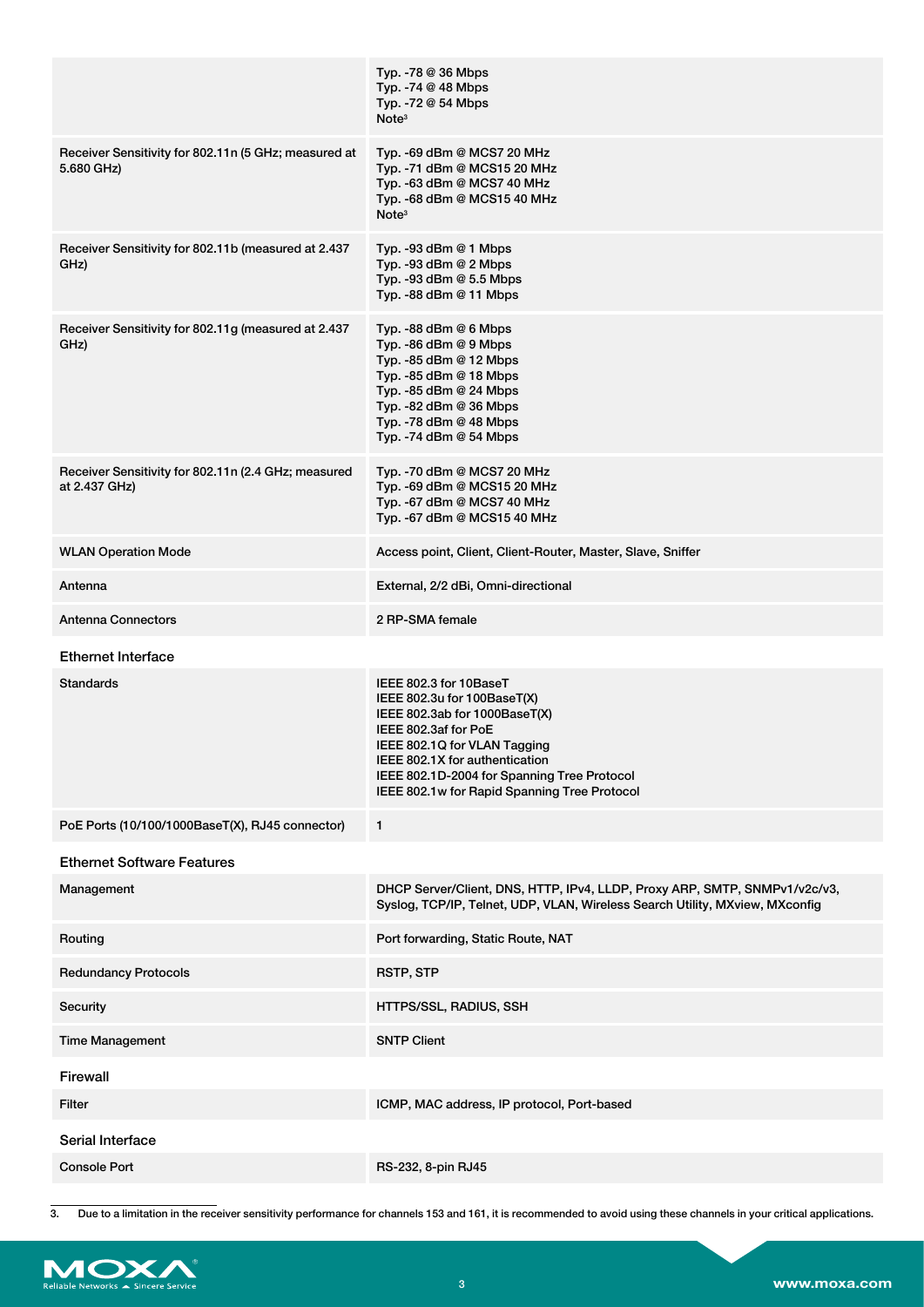| | |
|---|---|
| | Typ. -78 @ 36 Mbps<br>Typ. -74 @ 48 Mbps<br>Typ. -72 @ 54 Mbps<br>Note[3] |
| Receiver Sensitivity for 802.11n (5 GHz; measured at 5.680 GHz) | Typ. -69 dBm @ MCS7 20 MHz<br>Typ. -71 dBm @ MCS15 20 MHz<br>Typ. -63 dBm @ MCS7 40 MHz<br>Typ. -68 dBm @ MCS15 40 MHz<br>Note[3] |
| Receiver Sensitivity for 802.11b (measured at 2.437 GHz) | Typ. -93 dBm @ 1 Mbps<br>Typ. -93 dBm @ 2 Mbps<br>Typ. -93 dBm @ 5.5 Mbps<br>Typ. -88 dBm @ 11 Mbps |
| Receiver Sensitivity for 802.11g (measured at 2.437 GHz) | Typ. -88 dBm @ 6 Mbps<br>Typ. -86 dBm @ 9 Mbps<br>Typ. -85 dBm @ 12 Mbps<br>Typ. -85 dBm @ 18 Mbps<br>Typ. -85 dBm @ 24 Mbps<br>Typ. -82 dBm @ 36 Mbps<br>Typ. -78 dBm @ 48 Mbps<br>Typ. -74 dBm @ 54 Mbps |
| Receiver Sensitivity for 802.11n (2.4 GHz; measured at 2.437 GHz) | Typ. -70 dBm @ MCS7 20 MHz<br>Typ. -69 dBm @ MCS15 20 MHz<br>Typ. -67 dBm @ MCS7 40 MHz<br>Typ. -67 dBm @ MCS15 40 MHz |
| WLAN Operation Mode | Access point, Client, Client-Router, Master, Slave, Sniffer |
| Antenna | External, 2/2 dBi, Omni-directional |
| Antenna Connectors | 2 RP-SMA female |

## Ethernet Interface

| | |
|---|---|
| Standards | IEEE 802.3 for 10BaseT<br>IEEE 802.3u for 100BaseT(X)<br>IEEE 802.3ab for 1000BaseT(X)<br>IEEE 802.3af for PoE<br>IEEE 802.1Q for VLAN Tagging<br>IEEE 802.1X for authentication<br>IEEE 802.1D-2004 for Spanning Tree Protocol<br>IEEE 802.1w for Rapid Spanning Tree Protocol |
| PoE Ports (10/100/1000BaseT(X), RJ45 connector) | 1 |

## Ethernet Software Features

| | |
|---|---|
| Management | DHCP Server/Client, DNS, HTTP, IPv4, LLDP, Proxy ARP, SMTP, SNMPv1/v2c/v3, Syslog, TCP/IP, Telnet, UDP, VLAN, Wireless Search Utility, MXview, MXconfig |
| Routing | Port forwarding, Static Route, NAT |
| Redundancy Protocols | RSTP, STP |
| Security | HTTPS/SSL, RADIUS, SSH |
| Time Management | SNTP Client |

## Firewall

| | |
|---|---|
| Filter | ICMP, MAC address, IP protocol, Port-based |

## Serial Interface

| | |
|---|---|
| Console Port | RS-232, 8-pin RJ45 |

3. Due to a limitation in the receiver sensitivity performance for channels 153 and 161, it is recommended to avoid using these channels in your critical applications.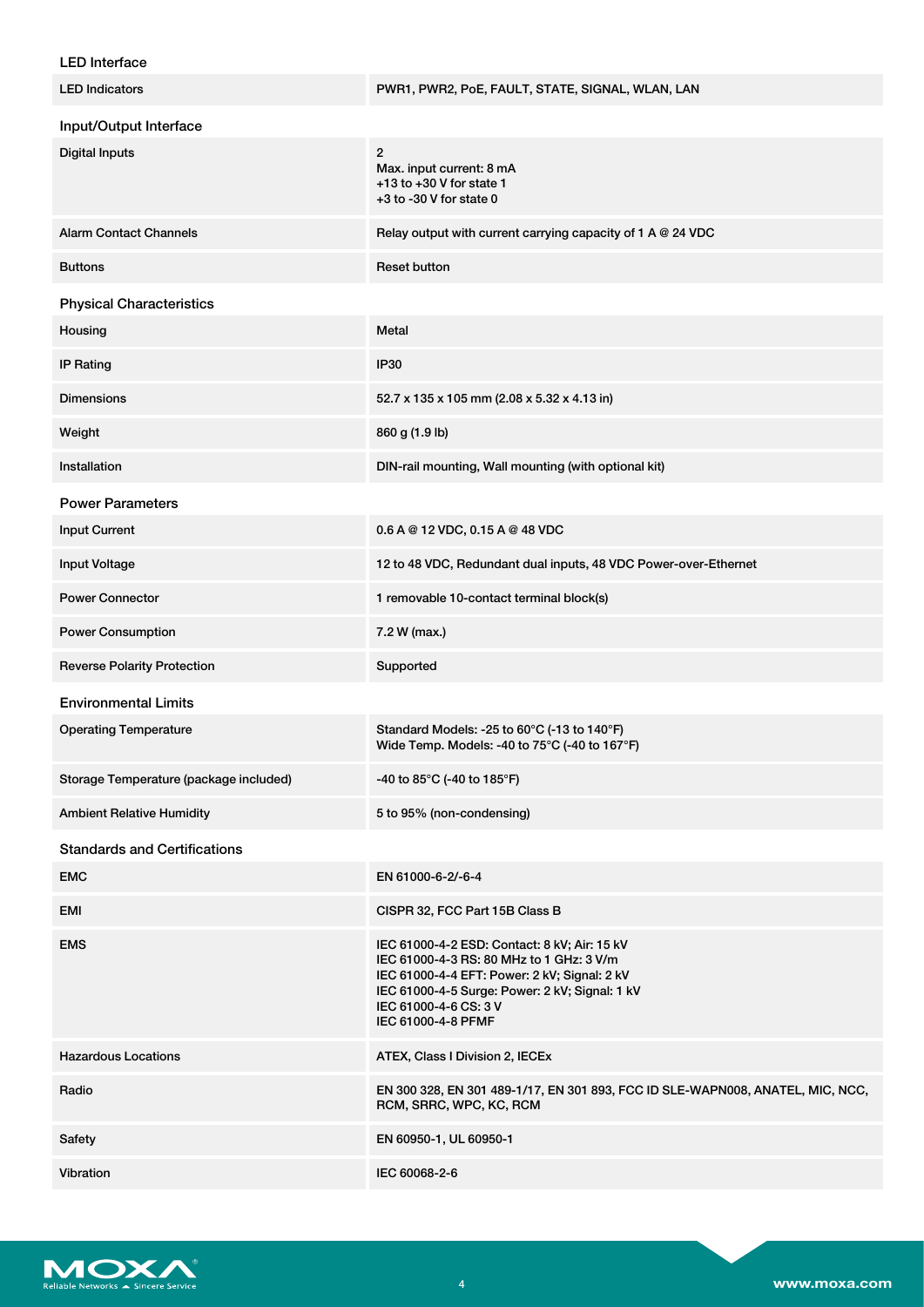## LED Interface

| | |
|---|---|
| LED Indicators | PWR1, PWR2, PoE, FAULT, STATE, SIGNAL, WLAN, LAN |

## Input/Output Interface

| | |
|---|---|
| Digital Inputs | 2<br>Max. input current: 8 mA<br>+13 to +30 V for state 1<br>+3 to -30 V for state 0 |
| Alarm Contact Channels | Relay output with current carrying capacity of 1 A @ 24 VDC |
| Buttons | Reset button |

## Physical Characteristics

| | |
|---|---|
| Housing | Metal |
| IP Rating | IP30 |
| Dimensions | 52.7 x 135 x 105 mm (2.08 x 5.32 x 4.13 in) |
| Weight | 860 g (1.9 lb) |
| Installation | DIN-rail mounting, Wall mounting (with optional kit) |

## Power Parameters

| | |
|---|---|
| Input Current | 0.6 A @ 12 VDC, 0.15 A @ 48 VDC |
| Input Voltage | 12 to 48 VDC, Redundant dual inputs, 48 VDC Power-over-Ethernet |
| Power Connector | 1 removable 10-contact terminal block(s) |
| Power Consumption | 7.2 W (max.) |
| Reverse Polarity Protection | Supported |

## Environmental Limits

| | |
|---|---|
| Operating Temperature | Standard Models: -25 to 60°C (-13 to 140°F)<br>Wide Temp. Models: -40 to 75°C (-40 to 167°F) |
| Storage Temperature (package included) | -40 to 85°C (-40 to 185°F) |
| Ambient Relative Humidity | 5 to 95% (non-condensing) |

## Standards and Certifications

| | |
|---|---|
| EMC | EN 61000-6-2/-6-4 |
| EMI | CISPR 32, FCC Part 15B Class B |
| EMS | IEC 61000-4-2 ESD: Contact: 8 kV; Air: 15 kV<br>IEC 61000-4-3 RS: 80 MHz to 1 GHz: 3 V/m<br>IEC 61000-4-4 EFT: Power: 2 kV; Signal: 2 kV<br>IEC 61000-4-5 Surge: Power: 2 kV; Signal: 1 kV<br>IEC 61000-4-6 CS: 3 V<br>IEC 61000-4-8 PFMF |
| Hazardous Locations | ATEX, Class I Division 2, IECEx |
| Radio | EN 300 328, EN 301 489-1/17, EN 301 893, FCC ID SLE-WAPN008, ANATEL, MIC, NCC, RCM, SRRC, WPC, KC, RCM |
| Safety | EN 60950-1, UL 60950-1 |
| Vibration | IEC 60068-2-6 |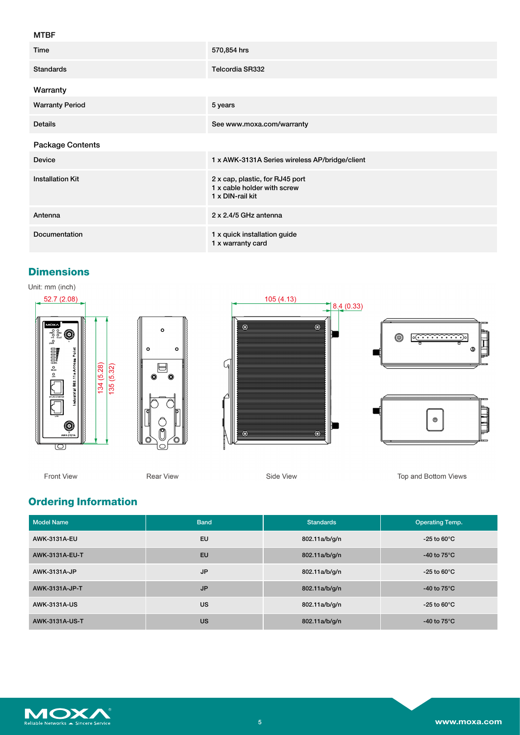### MTBF

| | |
|---|---|
| Time | 570,854 hrs |
| Standards | Telcordia SR332 |

### Warranty

| | |
|---|---|
| Warranty Period | 5 years |
| Details | See www.moxa.com/warranty |

### Package Contents

| | |
|---|---|
| Device | 1 x AWK-3131A Series wireless AP/bridge/client |
| Installation Kit | 2 x cap, plastic, for RJ45 port<br>1 x cable holder with screw<br>1 x DIN-rail kit |
| Antenna | 2 x 2.4/5 GHz antenna |
| Documentation | 1 x quick installation guide<br>1 x warranty card |

## Dimensions

Unit: mm (inch)

52.7 (2.08) 134 (5.28) 135 (5.32) 105 (4.13) 8.4 (0.33)

Front View Rear View Side View Top and Bottom Views

## Ordering Information

| Model Name | Band | Standards | Operating Temp. |
|---|---|---|---|
| AWK-3131A-EU | EU | 802.11a/b/g/n | -25 to 60°C |
| AWK-3131A-EU-T | EU | 802.11a/b/g/n | -40 to 75°C |
| AWK-3131A-JP | JP | 802.11a/b/g/n | -25 to 60°C |
| AWK-3131A-JP-T | JP | 802.11a/b/g/n | -40 to 75°C |
| AWK-3131A-US | US | 802.11a/b/g/n | -25 to 60°C |
| AWK-3131A-US-T | US | 802.11a/b/g/n | -40 to 75°C |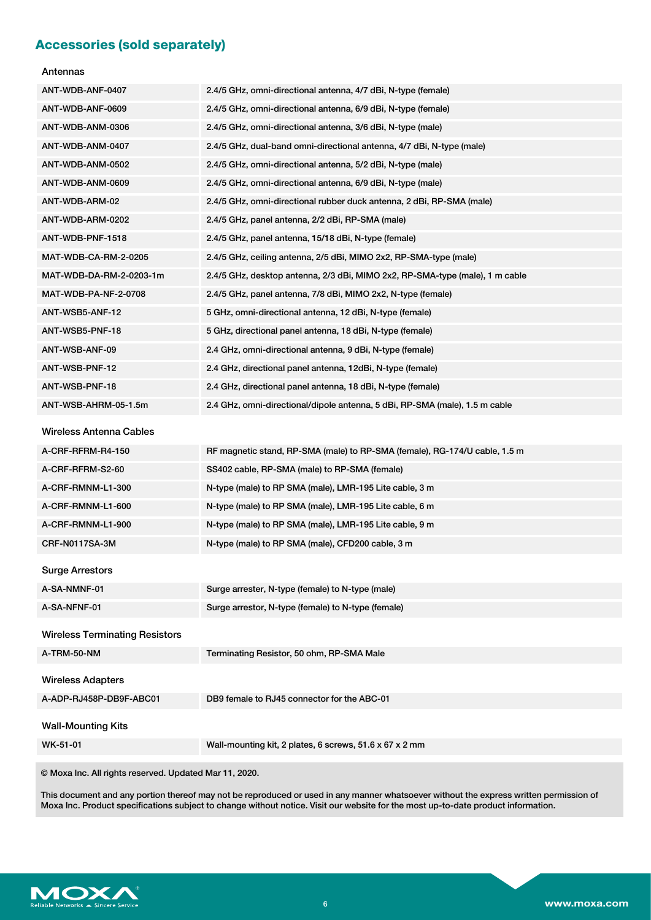## Accessories (sold separately)

### Antennas

| | |
|---|---|
| ANT-WDB-ANF-0407 | 2.4/5 GHz, omni-directional antenna, 4/7 dBi, N-type (female) |
| ANT-WDB-ANF-0609 | 2.4/5 GHz, omni-directional antenna, 6/9 dBi, N-type (female) |
| ANT-WDB-ANM-0306 | 2.4/5 GHz, omni-directional antenna, 3/6 dBi, N-type (male) |
| ANT-WDB-ANM-0407 | 2.4/5 GHz, dual-band omni-directional antenna, 4/7 dBi, N-type (male) |
| ANT-WDB-ANM-0502 | 2.4/5 GHz, omni-directional antenna, 5/2 dBi, N-type (male) |
| ANT-WDB-ANM-0609 | 2.4/5 GHz, omni-directional antenna, 6/9 dBi, N-type (male) |
| ANT-WDB-ARM-02 | 2.4/5 GHz, omni-directional rubber duck antenna, 2 dBi, RP-SMA (male) |
| ANT-WDB-ARM-0202 | 2.4/5 GHz, panel antenna, 2/2 dBi, RP-SMA (male) |
| ANT-WDB-PNF-1518 | 2.4/5 GHz, panel antenna, 15/18 dBi, N-type (female) |
| MAT-WDB-CA-RM-2-0205 | 2.4/5 GHz, ceiling antenna, 2/5 dBi, MIMO 2x2, RP-SMA-type (male) |
| MAT-WDB-DA-RM-2-0203-1m | 2.4/5 GHz, desktop antenna, 2/3 dBi, MIMO 2x2, RP-SMA-type (male), 1 m cable |
| MAT-WDB-PA-NF-2-0708 | 2.4/5 GHz, panel antenna, 7/8 dBi, MIMO 2x2, N-type (female) |
| ANT-WSB5-ANF-12 | 5 GHz, omni-directional antenna, 12 dBi, N-type (female) |
| ANT-WSB5-PNF-18 | 5 GHz, directional panel antenna, 18 dBi, N-type (female) |
| ANT-WSB-ANF-09 | 2.4 GHz, omni-directional antenna, 9 dBi, N-type (female) |
| ANT-WSB-PNF-12 | 2.4 GHz, directional panel antenna, 12dBi, N-type (female) |
| ANT-WSB-PNF-18 | 2.4 GHz, directional panel antenna, 18 dBi, N-type (female) |
| ANT-WSB-AHRM-05-1.5m | 2.4 GHz, omni-directional/dipole antenna, 5 dBi, RP-SMA (male), 1.5 m cable |

### Wireless Antenna Cables

| | |
|---|---|
| A-CRF-RFRM-R4-150 | RF magnetic stand, RP-SMA (male) to RP-SMA (female), RG-174/U cable, 1.5 m |
| A-CRF-RFRM-S2-60 | SS402 cable, RP-SMA (male) to RP-SMA (female) |
| A-CRF-RMNM-L1-300 | N-type (male) to RP SMA (male), LMR-195 Lite cable, 3 m |
| A-CRF-RMNM-L1-600 | N-type (male) to RP SMA (male), LMR-195 Lite cable, 6 m |
| A-CRF-RMNM-L1-900 | N-type (male) to RP SMA (male), LMR-195 Lite cable, 9 m |
| CRF-N0117SA-3M | N-type (male) to RP SMA (male), CFD200 cable, 3 m |

### Surge Arrestors

| | |
|---|---|
| A-SA-NMNF-01 | Surge arrester, N-type (female) to N-type (male) |
| A-SA-NFNF-01 | Surge arrestor, N-type (female) to N-type (female) |

### Wireless Terminating Resistors

| | |
|---|---|
| A-TRM-50-NM | Terminating Resistor, 50 ohm, RP-SMA Male |

### Wireless Adapters

| | |
|---|---|
| A-ADP-RJ458P-DB9F-ABC01 | DB9 female to RJ45 connector for the ABC-01 |

### Wall-Mounting Kits

| | |
|---|---|
| WK-51-01 | Wall-mounting kit, 2 plates, 6 screws, 51.6 x 67 x 2 mm |

© Moxa Inc. All rights reserved. Updated Mar 11, 2020.

This document and any portion thereof may not be reproduced or used in any manner whatsoever without the express written permission of Moxa Inc. Product specifications subject to change without notice. Visit our website for the most up-to-date product information.